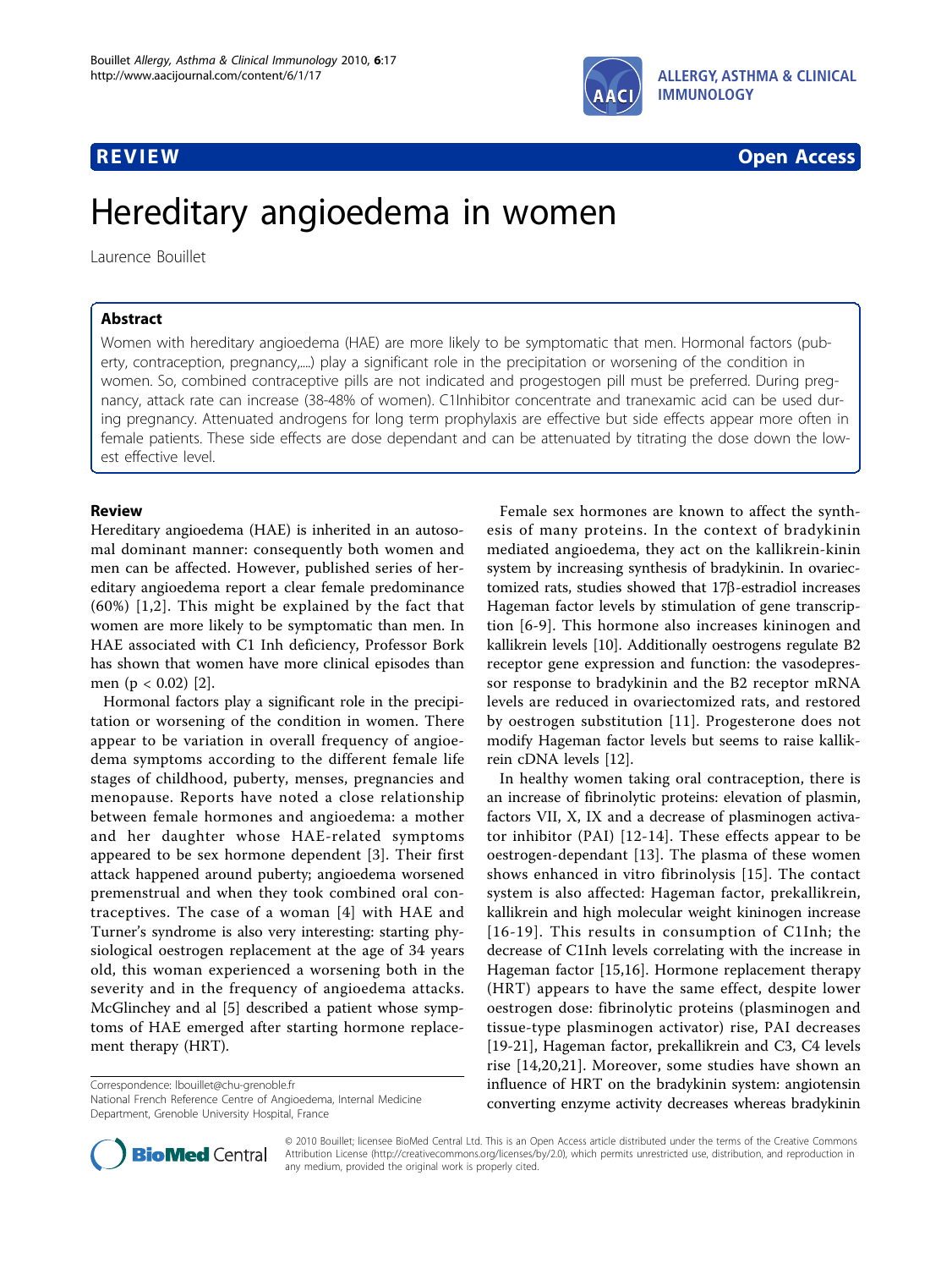REVIEW Open Access

# Hereditary angioedema in women

Laurence Bouillet

## Abstract

Women with hereditary angioedema (HAE) are more likely to be symptomatic that men. Hormonal factors (puberty, contraception, pregnancy,....) play a significant role in the precipitation or worsening of the condition in women. So, combined contraceptive pills are not indicated and progestogen pill must be preferred. During pregnancy, attack rate can increase (38-48% of women). C1Inhibitor concentrate and tranexamic acid can be used during pregnancy. Attenuated androgens for long term prophylaxis are effective but side effects appear more often in female patients. These side effects are dose dependant and can be attenuated by titrating the dose down the lowest effective level.

## Review

Hereditary angioedema (HAE) is inherited in an autosomal dominant manner: consequently both women and men can be affected. However, published series of hereditary angioedema report a clear female predominance (60%) [1,2]. This might be explained by the fact that women are more likely to be symptomatic than men. In HAE associated with C1 Inh deficiency, Professor Bork has shown that women have more clinical episodes than men ($p < 0.02$) [2].

Hormonal factors play a significant role in the precipitation or worsening of the condition in women. There appear to be variation in overall frequency of angioedema symptoms according to the different female life stages of childhood, puberty, menses, pregnancies and menopause. Reports have noted a close relationship between female hormones and angioedema: a mother and her daughter whose HAE-related symptoms appeared to be sex hormone dependent [3]. Their first attack happened around puberty; angioedema worsened premenstrual and when they took combined oral contraceptives. The case of a woman [4] with HAE and Turner's syndrome is also very interesting: starting physiological oestrogen replacement at the age of 34 years old, this woman experienced a worsening both in the severity and in the frequency of angioedema attacks. McGlinchey and al [5] described a patient whose symptoms of HAE emerged after starting hormone replacement therapy (HRT).

Female sex hormones are known to affect the synthesis of many proteins. In the context of bradykinin mediated angioedema, they act on the kallikrein-kinin system by increasing synthesis of bradykinin. In ovariectomized rats, studies showed that 17β-estradiol increases Hageman factor levels by stimulation of gene transcription [6-9]. This hormone also increases kininogen and kallikrein levels [10]. Additionally oestrogens regulate B2 receptor gene expression and function: the vasodepressor response to bradykinin and the B2 receptor mRNA levels are reduced in ovariectomized rats, and restored by oestrogen substitution [11]. Progesterone does not modify Hageman factor levels but seems to raise kallikrein cDNA levels [12].

In healthy women taking oral contraception, there is an increase of fibrinolytic proteins: elevation of plasmin, factors VII, X, IX and a decrease of plasminogen activator inhibitor (PAI) [12-14]. These effects appear to be oestrogen-dependant [13]. The plasma of these women shows enhanced in vitro fibrinolysis [15]. The contact system is also affected: Hageman factor, prekallikrein, kallikrein and high molecular weight kininogen increase [16-19]. This results in consumption of C1Inh; the decrease of C1Inh levels correlating with the increase in Hageman factor [15,16]. Hormone replacement therapy (HRT) appears to have the same effect, despite lower oestrogen dose: fibrinolytic proteins (plasminogen and tissue-type plasminogen activator) rise, PAI decreases [19-21], Hageman factor, prekallikrein and C3, C4 levels rise [14,20,21]. Moreover, some studies have shown an influence of HRT on the bradykinin system: angiotensin converting enzyme activity decreases whereas bradykinin

Correspondence: lbouillet@chu-grenoble.fr
National French Reference Centre of Angioedema, Internal Medicine Department, Grenoble University Hospital, France

© 2010 Bouillet; licensee BioMed Central Ltd. This is an Open Access article distributed under the terms of the Creative Commons Attribution License (http://creativecommons.org/licenses/by/2.0), which permits unrestricted use, distribution, and reproduction in any medium, provided the original work is properly cited.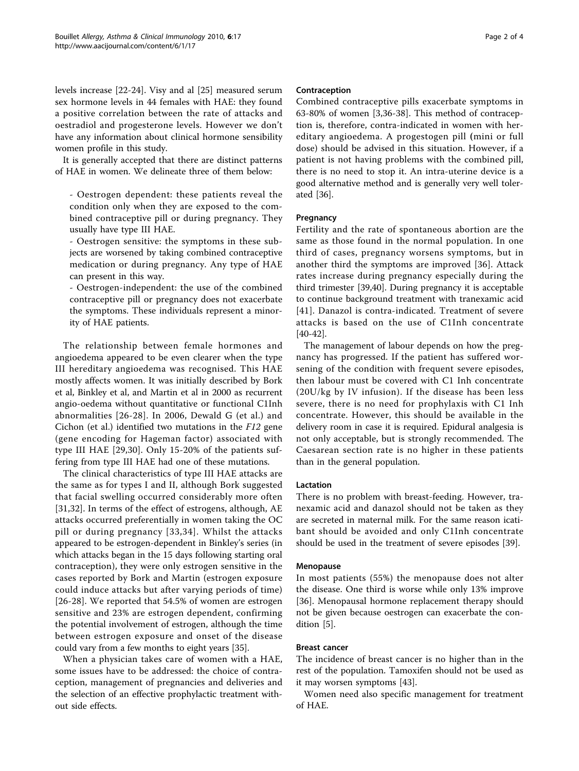levels increase [22-24]. Visy and al [25] measured serum sex hormone levels in 44 females with HAE: they found a positive correlation between the rate of attacks and oestradiol and progesterone levels. However we don't have any information about clinical hormone sensibility women profile in this study.

It is generally accepted that there are distinct patterns of HAE in women. We delineate three of them below:

- Oestrogen dependent: these patients reveal the condition only when they are exposed to the combined contraceptive pill or during pregnancy. They usually have type III HAE.
- Oestrogen sensitive: the symptoms in these subjects are worsened by taking combined contraceptive medication or during pregnancy. Any type of HAE can present in this way.
- Oestrogen-independent: the use of the combined contraceptive pill or pregnancy does not exacerbate the symptoms. These individuals represent a minority of HAE patients.

The relationship between female hormones and angioedema appeared to be even clearer when the type III hereditary angioedema was recognised. This HAE mostly affects women. It was initially described by Bork et al, Binkley et al, and Martin et al in 2000 as recurrent angio-oedema without quantitative or functional C1Inh abnormalities [26-28]. In 2006, Dewald G (et al.) and Cichon (et al.) identified two mutations in the *F12* gene (gene encoding for Hageman factor) associated with type III HAE [29,30]. Only 15-20% of the patients suffering from type III HAE had one of these mutations.

The clinical characteristics of type III HAE attacks are the same as for types I and II, although Bork suggested that facial swelling occurred considerably more often [31,32]. In terms of the effect of estrogens, although, AE attacks occurred preferentially in women taking the OC pill or during pregnancy [33,34]. Whilst the attacks appeared to be estrogen-dependent in Binkley's series (in which attacks began in the 15 days following starting oral contraception), they were only estrogen sensitive in the cases reported by Bork and Martin (estrogen exposure could induce attacks but after varying periods of time) [26-28]. We reported that 54.5% of women are estrogen sensitive and 23% are estrogen dependent, confirming the potential involvement of estrogen, although the time between estrogen exposure and onset of the disease could vary from a few months to eight years [35].

When a physician takes care of women with a HAE, some issues have to be addressed: the choice of contraception, management of pregnancies and deliveries and the selection of an effective prophylactic treatment without side effects.

#### Contraception

Combined contraceptive pills exacerbate symptoms in 63-80% of women [3,36-38]. This method of contraception is, therefore, contra-indicated in women with hereditary angioedema. A progestogen pill (mini or full dose) should be advised in this situation. However, if a patient is not having problems with the combined pill, there is no need to stop it. An intra-uterine device is a good alternative method and is generally very well tolerated [36].

#### Pregnancy

Fertility and the rate of spontaneous abortion are the same as those found in the normal population. In one third of cases, pregnancy worsens symptoms, but in another third the symptoms are improved [36]. Attack rates increase during pregnancy especially during the third trimester [39,40]. During pregnancy it is acceptable to continue background treatment with tranexamic acid [41]. Danazol is contra-indicated. Treatment of severe attacks is based on the use of C1Inh concentrate [40-42].

The management of labour depends on how the pregnancy has progressed. If the patient has suffered worsening of the condition with frequent severe episodes, then labour must be covered with C1 Inh concentrate (20U/kg by IV infusion). If the disease has been less severe, there is no need for prophylaxis with C1 Inh concentrate. However, this should be available in the delivery room in case it is required. Epidural analgesia is not only acceptable, but is strongly recommended. The Caesarean section rate is no higher in these patients than in the general population.

#### Lactation

There is no problem with breast-feeding. However, tranexamic acid and danazol should not be taken as they are secreted in maternal milk. For the same reason icatibant should be avoided and only C1Inh concentrate should be used in the treatment of severe episodes [39].

#### Menopause

In most patients (55%) the menopause does not alter the disease. One third is worse while only 13% improve [36]. Menopausal hormone replacement therapy should not be given because oestrogen can exacerbate the condition [5].

#### Breast cancer

The incidence of breast cancer is no higher than in the rest of the population. Tamoxifen should not be used as it may worsen symptoms [43].

Women need also specific management for treatment of HAE.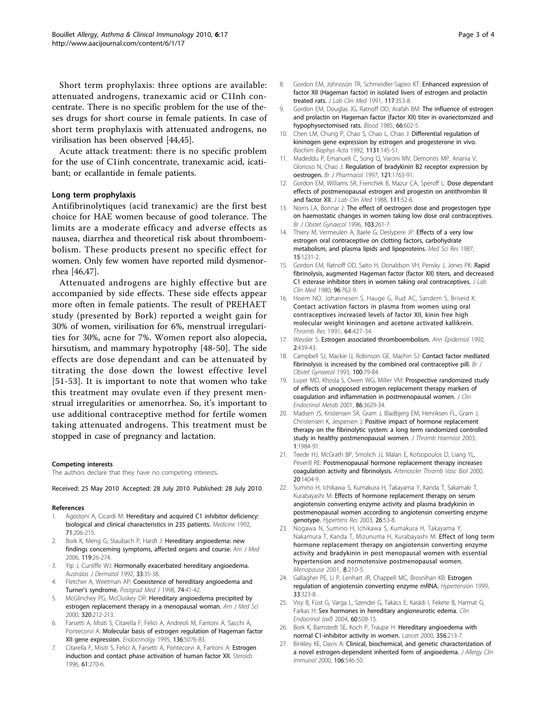Short term prophylaxis: three options are available: attenuated androgens, tranexamic acid or C1Inh concentrate. There is no specific problem for the use of theses drugs for short course in female patients. In case of short term prophylaxis with attenuated androgens, no virilisation has been observed [44,45].

Acute attack treatment: there is no specific problem for the use of C1inh concentrate, tranexamic acid, icatibant; or ecallantide in female patients.

### Long term prophylaxis

Antifibrinolytiques (acid tranexamic) are the first best choice for HAE women because of good tolerance. The limits are a moderate efficacy and adverse effects as nausea, diarrhea and theoretical risk about thromboembolism. These products present no specific effect for women. Only few women have reported mild dysmenorrhea [46,47].

Attenuated androgens are highly effective but are accompanied by side effects. These side effects appear more often in female patients. The result of PREHAET study (presented by Bork) reported a weight gain for 30% of women, virilisation for 6%, menstrual irregularities for 30%, acne for 7%. Women report also alopecia, hirsutism, and mammary hypotrophy [48-50]. The side effects are dose dependant and can be attenuated by titrating the dose down the lowest effective level [51-53]. It is important to note that women who take this treatment may ovulate even if they present menstrual irregularities or amenorrhea. So, it's important to use additional contraceptive method for fertile women taking attenuated androgens. This treatment must be stopped in case of pregnancy and lactation.

#### Competing interests

The authors declare that they have no competing interests.

Received: 25 May 2010 Accepted: 28 July 2010 Published: 28 July 2010

#### References

1. Agostoni A, Cicardi M: **Hereditary and acquired C1 inhibitor deficiency: biological and clinical characteristics in 235 patients.** *Medicine* 1992, **71**:206-215.
2. Bork K, Meng G, Staubach P, Hardt J: **Hereditary angioedema: new findings concerning symptoms, affected organs and course.** *Am J Med* 2006, **119**:26-274.
3. Yip J, Cunliffe WJ: **Hormonally exacerbated hereditary angioedema.** *Australas J Dermatol* 1992, **33**:35-38.
4. Fletcher A, Weetman AP: **Coexistence of hereditary angioedema and Turner's syndrome.** *Postgrad Med J* 1998, **74**:41-42.
5. McGlinchey PG, McCluskey DR: **Hereditary angioedema precipited by estrogen replacement therapy in a menopausal woman.** *Am J Med Sci* 2000, **320**:212-213.
6. Farsetti A, Misiti S, Citarella F, Felici A, Andreoli M, Fantoni A, Sacchi A, Pontecorvi A: **Molecular basis of estrogen regulation of Hageman factor XII gene expression.** *Endocrinology* 1995, **136**:5076-83.
7. Citarella F, Misiti S, Felici A, Farsetti A, Pontecorvi A, Fantoni A: **Estrogen induction and contact phase activation of human factor XII.** *Steroids* 1996, **61**:270-6.
8. Gordon EM, Johnoson TR, Schmeidler-Sapiro KT: **Enhanced expression of factor XII (Hageman factor) in isolated livers of estrogen and prolactin treated rats.** *J Lab Clin Med* 1991, **117**:353-8.
9. Gordon EM, Douglas JG, Ratnoff OD, Arafah BM: **The influence of estrogen and prolactin on Hageman factor (factor XII) titer in ovariectomized and hypophysectomised rats.** *Blood* 1985, **66**:602-5.
10. Chen LM, Chung P, Chao S, Chao L, Chao J: **Differential regulation of kininogen gene expression by estrogen and progesterone in vivo.** *Biochim Biophys Acta* 1992, **1131**:145-51.
11. Madeddu P, Emanueli C, Song Q, Varoni MV, Demontis MP, Anania V, Glorioso N, Chao J: **Regulation of bradykinin B2 receptor expression by oestrogen.** *Br J Pharmacol* 1997, **121**:1763-91.
12. Gordon EM, Williams SR, Frenchek B, Mazur CA, Speroff L: **Dose dependant effects of postmenopausal estrogen and progestin on antithrombin III and factor XII.** *J Lab Clin Med* 1988, **111**:52-6.
13. Norris LA, Bonnar J: **The effect of oestrogen dose and progestogen type on haemostatic changes in women taking low dose oral contraceptives.** *Br J Obstet Gynaecol* 1996, **103**:261-7.
14. Thiery M, Vermeulen A, Baele G, Deslypere JP: **Effects of a very low estrogen oral contraceptive on clotting factors, carbohydrate metabolism, and plasma lipids and lipoproteins.** *Med Sci Res* 1987, **15**:1231-2.
15. Gordon EM, Ratnoff OD, Saito H, Donaldson VH, Pensky J, Jones PK: **Rapid fibrinolysis, augmented Hageman factor (factor XII) titers, and decreased C1 esterase inhibitor titers in women taking oral contraceptives.** *J Lab Clin Med* 1980, **96**:762-9.
16. Hoem NO, Johannesen S, Hauge G, Rud AC, Sandem S, Briseid K: **Contact activation factors in plasma from women using oral contraceptives increased levels of factor XII, kinin free high molecular weight kininogen and acetone activated kallikrein.** *Thromb Res* 1991, **64**:427-34.
17. Wessler S: **Estrogen associated thromboembolism.** *Ann Epidemiol* 1992, **2**:439-43.
18. Campbell SJ, Mackie IJ, Robinson GE, Machin SJ: **Contact factor mediated fibrinolysis is increased by the combined oral contraceptive pill.** *Br J Obstet Gynaecol* 1993, **100**:79-84.
19. Luyer MD, Khosla S, Owen WG, Miller VM: **Prospective randomized study of effects of unopposed estrogen replacement therapy markers of coagulation and inflammation in postmenopausal women.** *J Clin Endocrinol Metab* 2001, **86**:3629-34.
20. Madsen JS, Kristensen SR, Gram J, Bladbjerg EM, Henriksen FL, Gram J, Christensen K, Jespersen J: **Positive impact of hormone replacement therapy on the fibrinolytic system: a long term randomized controlled study in healthy postmenopausal women.** *J Thromb Haemost* 2003, **1**:1984-91.
21. Teede HJ, McGrath BP, Smolich JJ, Malan E, Kotsopoulos D, Liang YL, Peverill RE: **Postmenopausal hormone replacement therapy increases coagulation activity and fibrinolysis.** *Arterioscler Thromb Vasc Biol* 2000, **20**:1404-9.
22. Sumino H, Ichikawa S, Kumakura H, Takayama Y, Kanda T, Sakamaki T, Kurabayashi M: **Effects of hormone replacement therapy on serum angiotensin converting enzyme activity and plasma bradykinin in postmenopausal women according to angiotensin converting enzyme genotype.** *Hypertens Res* 2003, **26**:53-8.
23. Nogawa N, Sumino H, Ichikawa S, Kumakura H, Takayama Y, Nakamura T, Kanda T, Mizunuma H, Kurabayashi M: **Effect of long term hormone replacement therapy on angiotensin converting enzyme activity and bradykinin in post menopausal women with essential hypertension and normotensive postmenopausal women.** *Menopause* 2001, **8**:210-5.
24. Gallagher PE, Li P, Lenhart JR, Chappell MC, Brosnihan KB: **Estrogen regulation of angiotensin converting enzyme mRNA.** *Hypertension* 1999, **33**:323-8.
25. Visy B, Füst G, Varga L, Szendei G, Takács E, Karádi I, Fekete B, Harmat G, Farkas H: **Sex hormones in hereditary angioneurotic edema.** *Clin Endocrinol (oxf)* 2004, **60**:508-15.
26. Bork K, Barnstedt SE, Koch P, Traupe H: **Hereditary angioedema with normal C1-inhibitor activity in women.** *Lancet* 2000, **356**:213-7.
27. Binkley KE, Davis A: **Clinical, biochemical, and genetic characterization of a novel estrogen-dependent inherited form of angioedema.** *J Allergy Clin Immunol* 2000, **106**:546-50.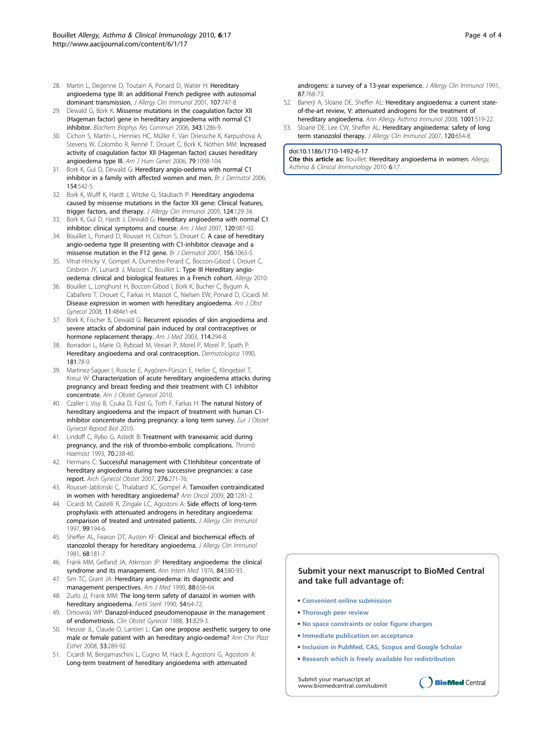28. Martin L, Degenne D, Toutain A, Ponard D, Watier H: **Hereditary angioedema type III: an additional French pedigree with autosomal dominant transmission.** *J Allergy Clin Immunol* 2001, **107**:747-8.
29. Dewald G, Bork K: **Missense mutations in the coagulation factor XII (Hageman factor) gene in hereditary angioedema with normal C1 inhibitor.** *Biochem Biophys Res Commun* 2006, **343**:1286-9.
30. Cichon S, Martin L, Hennies HC, Müller F, Van Driessche K, Karpushova A, Stevens W, Colombo R, Renné T, Drouet C, Bork K, Nöthen MM: **Increased activity of coagulation factor XII (Hageman factor) causes hereditary angioedema type III.** *Am J Hum Genet* 2006, **79**:1098-104.
31. Bork K, Gul D, Dewald G: **Hereditary angio-oedema with normal C1 inhibitor in a family with affected women and men.** *Br J Dermatol* 2006, **154**:542-5.
32. Bork K, Wulff K, Hardt J, Witzke G, Staubach P: **Hereditary angiodema caused by missense mutations in the factor XII gene: Clinical features, trigger factors, and therapy.** *J Allergy Clin Immunol* 2009, **124**:129-34.
33. Bork K, Gul D, Hardt J, Dewald G: **Hereditary angioedema with normal C1 inhibitor: clinical symptoms and course.** *Am J Med* 2007, **120**:987-92.
34. Bouillet L, Ponard D, Rousset H, Cichon S, Drouet C: **A case of hereditary angio-oedema type III presenting with C1-inhibitor cleavage and a missense mutation in the F12 gene.** *Br J Dermatol* 2007, **156**:1063-5.
35. Vitrat-Hincky V, Gompel A, Dumestre-Perard C, Boccon-Gibod I, Drouet C, Cesbron JY, Lunardi J, Massot C, Bouillet L: **Type III Hereditary angio-oedema: clinical and biological features in a French cohort.** *Allergy* 2010.
36. Bouillet L, Longhurst H, Boccon-Gibod I, Bork K, Bucher C, Bygum A, Caballero T, Drouet C, Farkas H, Massot C, Nielsen EW, Ponard D, Cicardi M: **Disease expression in women with hereditary angioedema.** *Am J Obst Gynecol* 2008, **11**:484e1-e4.
37. Bork K, Fischer B, Dewald G: **Recurrent episodes of skin angioedema and severe attacks of abdominal pain induced by oral contraceptives or hormone replacement therapy.** *Am J Med* 2003, **114**:294-8.
38. Borradori L, Marie O, Ryboad M, Vexian P, Morel P, Morel P, Spath P: **Hereditary angioedema and oral contraception.** *Dermatologica* 1990, **181**:78-9.
39. Martinez-Saguer I, Rusicke E, Aygören-Pürsün E, Heller C, Klingebiel T, Kreuz W: **Characterization of acute hereditary angioedema attacks during pregnancy and breast feeding and their treatment with C1 inhibitor concentrate.** *Am J Obstet Gynecol* 2010.
40. Czaller I, Visy B, Csuka D, Füst G, Toth F, Farkas H: **The natural history of hereditary angioedema and the impacrt of treatment with human C1-inhibitor concentrate during pregnancy: a long term survey.** *Eur J Obstet Gynecol Reprod Biol* 2010.
41. Lindoff C, Rybo G, Astedt B: **Treatment with tranexamic acid during pregnancy, and the risk of thrombo-embolic complications.** *Thromb Haemost* 1993, **70**:238-40.
42. Hermans C: **Successful management with C1Inhibiteur concentrate of hereditary angioedema during two successive pregnancies: a case report.** *Arch Gynecol Obstet* 2007, **276**:271-76.
43. Rousset-Jablonski C, Thalabard JC, Gompel A: **Tamoxifen contraindicated in women with hereditary angioedema?** *Ann Oncol* 2009, **20**:1281-2.
44. Cicardi M, Castelli R, Zingale LC, Agostoni A: **Side effects of long-term prophylaxis with attenuated androgens in hereditary angioedema: comparison of treated and untreated patients.** *J Allergy Clin Immunol* 1997, **99**:194-6.
45. Sheffer AL, Fearon DT, Austen KF: **Clinical and biochemical effects of stanozolol therapy for hereditary angioedema.** *J Allergy Clin Immunol* 1981, **68**:181-7.
46. Frank MM, Gelfand JA, Atkinson JP: **Hereditary angioedema: the clinical syndrome and its management.** *Ann Intern Med* 1976, **84**:580-93.
47. Sim TC, Grant JA: **Hereditary angioedema: its diagnostic and management perspectives.** *Am J Med* 1990, **88**:656-64.
48. Zurlo JJ, Frank MM: **The long-term safety of danazol in women with hereditary angioedema.** *Fertil Steril* 1990, **54**:64-72.
49. Dmowski WP: **Danazol-induced pseudomenopause in the management of endometriosis.** *Clin Obstet Gynecol* 1988, **31**:829-3.
50. Heusse JL, Claude O, Lantieri L: **Can one propose aesthetic surgery to one male or female patient with an hereditary angio-oedema?** *Ann Chir Plast Esthet* 2008, **53**:289-92.
51. Cicardi M, Bergamaschini L, Cugno M, Hack E, Agostoni G, Agostoni A: **Long-term treatment of hereditary angioedema with attenuated androgens: a survey of a 13-year experience.** *J Allergy Clin Immunol* 1991, **87**:768-73.
52. Banerji A, Sloane DE, Sheffer AL: **Hereditary angioedema: a current state-of-the-art review, V: attenuated androgens for the treatment of hereditary angioedema.** *Ann Allergy Asthma Immunol* 2008, **1001**:S19-22.
53. Sloane DE, Lee CW, Sheffer AL: **Hereditary angioedema: safety of long term stanozolol therapy.** *J Allergy Clin Immunol* 2007, **120**:654-8.

doi:10.1186/1710-1492-6-17
**Cite this article as:** Bouillet: Hereditary angioedema in women. *Allergy, Asthma & Clinical Immunology* 2010 **6**:17.

**Submit your next manuscript to BioMed Central and take full advantage of:**

- **Convenient online submission**
- **Thorough peer review**
- **No space constraints or color figure charges**
- **Immediate publication on acceptance**
- **Inclusion in PubMed, CAS, Scopus and Google Scholar**
- **Research which is freely available for redistribution**

Submit your manuscript at
www.biomedcentral.com/submit

BioMed Central